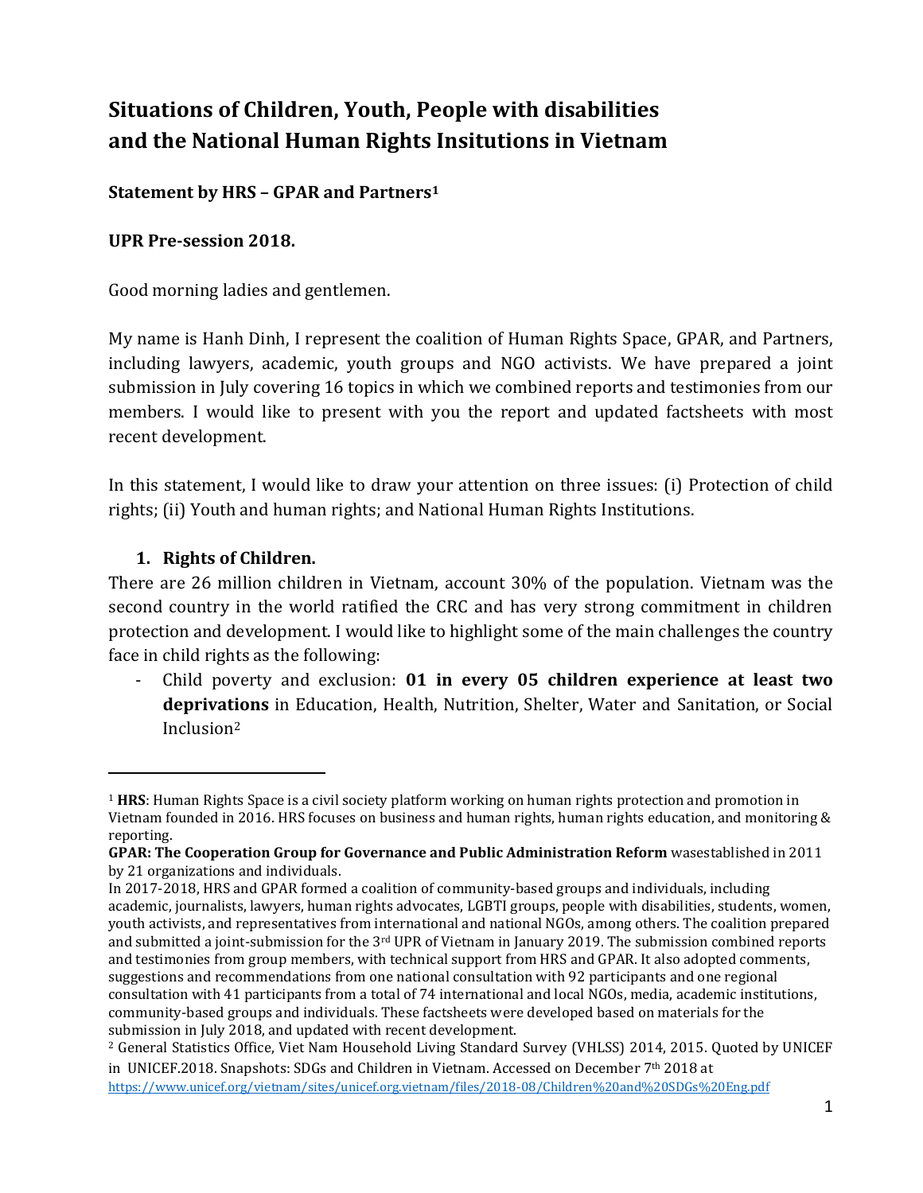# Situations of Children, Youth, People with disabilities and the National Human Rights Insitutions in Vietnam

**Statement by HRS – GPAR and Partners[1]**

**UPR Pre-session 2018.**

Good morning ladies and gentlemen.

My name is Hanh Dinh, I represent the coalition of Human Rights Space, GPAR, and Partners, including lawyers, academic, youth groups and NGO activists. We have prepared a joint submission in July covering 16 topics in which we combined reports and testimonies from our members. I would like to present with you the report and updated factsheets with most recent development.

In this statement, I would like to draw your attention on three issues: (i) Protection of child rights; (ii) Youth and human rights; and National Human Rights Institutions.

## 1. Rights of Children.

There are 26 million children in Vietnam, account 30% of the population. Vietnam was the second country in the world ratified the CRC and has very strong commitment in children protection and development. I would like to highlight some of the main challenges the country face in child rights as the following:

- Child poverty and exclusion: **01 in every 05 children experience at least two deprivations** in Education, Health, Nutrition, Shelter, Water and Sanitation, or Social Inclusion[2]

---

[1] **HRS**: Human Rights Space is a civil society platform working on human rights protection and promotion in Vietnam founded in 2016. HRS focuses on business and human rights, human rights education, and monitoring & reporting.

**GPAR: The Cooperation Group for Governance and Public Administration Reform** wasestablished in 2011 by 21 organizations and individuals.

In 2017-2018, HRS and GPAR formed a coalition of community-based groups and individuals, including academic, journalists, lawyers, human rights advocates, LGBTI groups, people with disabilities, students, women, youth activists, and representatives from international and national NGOs, among others. The coalition prepared and submitted a joint-submission for the 3rd UPR of Vietnam in January 2019. The submission combined reports and testimonies from group members, with technical support from HRS and GPAR. It also adopted comments, suggestions and recommendations from one national consultation with 92 participants and one regional consultation with 41 participants from a total of 74 international and local NGOs, media, academic institutions, community-based groups and individuals. These factsheets were developed based on materials for the submission in July 2018, and updated with recent development.

[2] General Statistics Office, Viet Nam Household Living Standard Survey (VHLSS) 2014, 2015. Quoted by UNICEF in UNICEF.2018. Snapshots: SDGs and Children in Vietnam. Accessed on December 7th 2018 at https://www.unicef.org/vietnam/sites/unicef.org.vietnam/files/2018-08/Children%20and%20SDGs%20Eng.pdf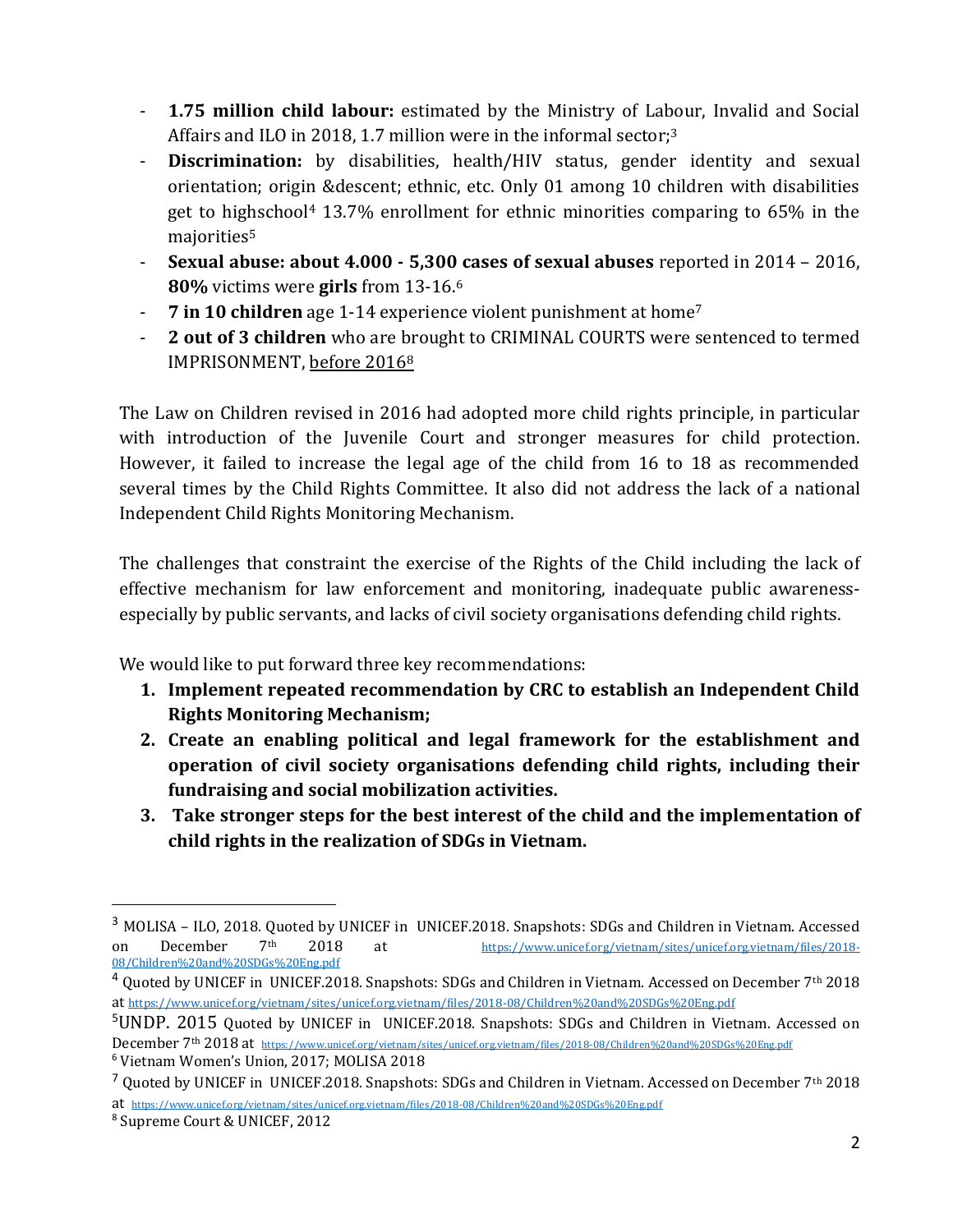- **1.75 million child labour:** estimated by the Ministry of Labour, Invalid and Social Affairs and ILO in 2018, 1.7 million were in the informal sector;[3]
- **Discrimination:** by disabilities, health/HIV status, gender identity and sexual orientation; origin &descent; ethnic, etc. Only 01 among 10 children with disabilities get to highschool[4] 13.7% enrollment for ethnic minorities comparing to 65% in the majorities[5]
- **Sexual abuse: about 4.000 - 5,300 cases of sexual abuses** reported in 2014 – 2016, **80%** victims were **girls** from 13-16.[6]
- **7 in 10 children** age 1-14 experience violent punishment at home[7]
- **2 out of 3 children** who are brought to CRIMINAL COURTS were sentenced to termed IMPRISONMENT, before 2016[8]

The Law on Children revised in 2016 had adopted more child rights principle, in particular with introduction of the Juvenile Court and stronger measures for child protection. However, it failed to increase the legal age of the child from 16 to 18 as recommended several times by the Child Rights Committee. It also did not address the lack of a national Independent Child Rights Monitoring Mechanism.

The challenges that constraint the exercise of the Rights of the Child including the lack of effective mechanism for law enforcement and monitoring, inadequate public awareness- especially by public servants, and lacks of civil society organisations defending child rights.

We would like to put forward three key recommendations:

1. **Implement repeated recommendation by CRC to establish an Independent Child Rights Monitoring Mechanism;**
2. **Create an enabling political and legal framework for the establishment and operation of civil society organisations defending child rights, including their fundraising and social mobilization activities.**
3. **Take stronger steps for the best interest of the child and the implementation of child rights in the realization of SDGs in Vietnam.**

---

[3] MOLISA – ILO, 2018. Quoted by UNICEF in UNICEF.2018. Snapshots: SDGs and Children in Vietnam. Accessed on December 7th 2018 at https://www.unicef.org/vietnam/sites/unicef.org.vietnam/files/2018-08/Children%20and%20SDGs%20Eng.pdf

[4] Quoted by UNICEF in UNICEF.2018. Snapshots: SDGs and Children in Vietnam. Accessed on December 7th 2018 at https://www.unicef.org/vietnam/sites/unicef.org.vietnam/files/2018-08/Children%20and%20SDGs%20Eng.pdf

[5] UNDP. 2015 Quoted by UNICEF in UNICEF.2018. Snapshots: SDGs and Children in Vietnam. Accessed on December 7th 2018 at https://www.unicef.org/vietnam/sites/unicef.org.vietnam/files/2018-08/Children%20and%20SDGs%20Eng.pdf

[6] Vietnam Women's Union, 2017; MOLISA 2018

[7] Quoted by UNICEF in UNICEF.2018. Snapshots: SDGs and Children in Vietnam. Accessed on December 7th 2018 at https://www.unicef.org/vietnam/sites/unicef.org.vietnam/files/2018-08/Children%20and%20SDGs%20Eng.pdf

[8] Supreme Court & UNICEF, 2012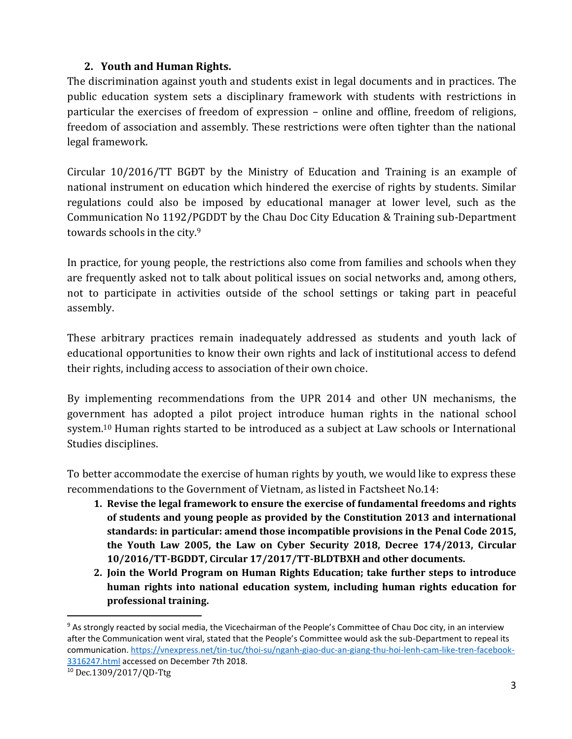## 2. Youth and Human Rights.

The discrimination against youth and students exist in legal documents and in practices. The public education system sets a disciplinary framework with students with restrictions in particular the exercises of freedom of expression – online and offline, freedom of religions, freedom of association and assembly. These restrictions were often tighter than the national legal framework.

Circular 10/2016/TT BGĐT by the Ministry of Education and Training is an example of national instrument on education which hindered the exercise of rights by students. Similar regulations could also be imposed by educational manager at lower level, such as the Communication No 1192/PGDDT by the Chau Doc City Education & Training sub-Department towards schools in the city.[9]

In practice, for young people, the restrictions also come from families and schools when they are frequently asked not to talk about political issues on social networks and, among others, not to participate in activities outside of the school settings or taking part in peaceful assembly.

These arbitrary practices remain inadequately addressed as students and youth lack of educational opportunities to know their own rights and lack of institutional access to defend their rights, including access to association of their own choice.

By implementing recommendations from the UPR 2014 and other UN mechanisms, the government has adopted a pilot project introduce human rights in the national school system.[10] Human rights started to be introduced as a subject at Law schools or International Studies disciplines.

To better accommodate the exercise of human rights by youth, we would like to express these recommendations to the Government of Vietnam, as listed in Factsheet No.14:

1. **Revise the legal framework to ensure the exercise of fundamental freedoms and rights of students and young people as provided by the Constitution 2013 and international standards: in particular: amend those incompatible provisions in the Penal Code 2015, the Youth Law 2005, the Law on Cyber Security 2018, Decree 174/2013, Circular 10/2016/TT-BGDDT, Circular 17/2017/TT-BLDTBXH and other documents.**
2. **Join the World Program on Human Rights Education; take further steps to introduce human rights into national education system, including human rights education for professional training.**

---

[9] As strongly reacted by social media, the Vicechairman of the People's Committee of Chau Doc city, in an interview after the Communication went viral, stated that the People's Committee would ask the sub-Department to repeal its communication. https://vnexpress.net/tin-tuc/thoi-su/nganh-giao-duc-an-giang-thu-hoi-lenh-cam-like-tren-facebook-3316247.html accessed on December 7th 2018.

[10] Dec.1309/2017/QD-Ttg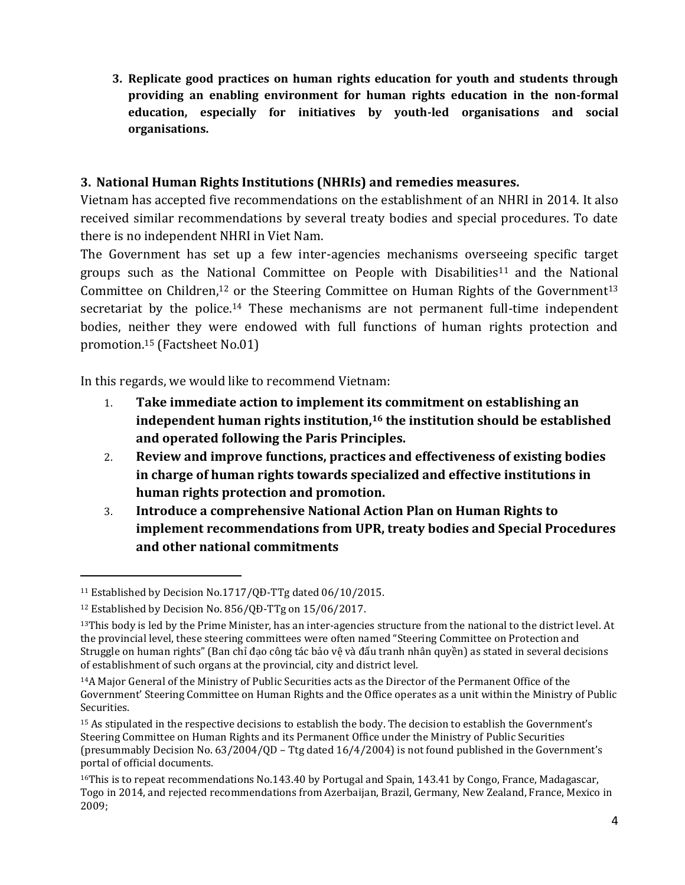3. **Replicate good practices on human rights education for youth and students through providing an enabling environment for human rights education in the non-formal education, especially for initiatives by youth-led organisations and social organisations.**

### 3. National Human Rights Institutions (NHRIs) and remedies measures.

Vietnam has accepted five recommendations on the establishment of an NHRI in 2014. It also received similar recommendations by several treaty bodies and special procedures. To date there is no independent NHRI in Viet Nam.

The Government has set up a few inter-agencies mechanisms overseeing specific target groups such as the National Committee on People with Disabilities[11] and the National Committee on Children,[12] or the Steering Committee on Human Rights of the Government[13] secretariat by the police.[14] These mechanisms are not permanent full-time independent bodies, neither they were endowed with full functions of human rights protection and promotion.[15] (Factsheet No.01)

In this regards, we would like to recommend Vietnam:

1. **Take immediate action to implement its commitment on establishing an independent human rights institution,[16] the institution should be established and operated following the Paris Principles.**
2. **Review and improve functions, practices and effectiveness of existing bodies in charge of human rights towards specialized and effective institutions in human rights protection and promotion.**
3. **Introduce a comprehensive National Action Plan on Human Rights to implement recommendations from UPR, treaty bodies and Special Procedures and other national commitments**

---

[11] Established by Decision No.1717/QĐ-TTg dated 06/10/2015.

[12] Established by Decision No. 856/QĐ-TTg on 15/06/2017.

[13] This body is led by the Prime Minister, has an inter-agencies structure from the national to the district level. At the provincial level, these steering committees were often named "Steering Committee on Protection and Struggle on human rights" (Ban chỉ đạo công tác bảo vệ và đấu tranh nhân quyền) as stated in several decisions of establishment of such organs at the provincial, city and district level.

[14] A Major General of the Ministry of Public Securities acts as the Director of the Permanent Office of the Government' Steering Committee on Human Rights and the Office operates as a unit within the Ministry of Public Securities.

[15] As stipulated in the respective decisions to establish the body. The decision to establish the Government's Steering Committee on Human Rights and its Permanent Office under the Ministry of Public Securities (presummably Decision No. 63/2004/QD – Ttg dated 16/4/2004) is not found published in the Government's portal of official documents.

[16] This is to repeat recommendations No.143.40 by Portugal and Spain, 143.41 by Congo, France, Madagascar, Togo in 2014, and rejected recommendations from Azerbaijan, Brazil, Germany, New Zealand, France, Mexico in 2009;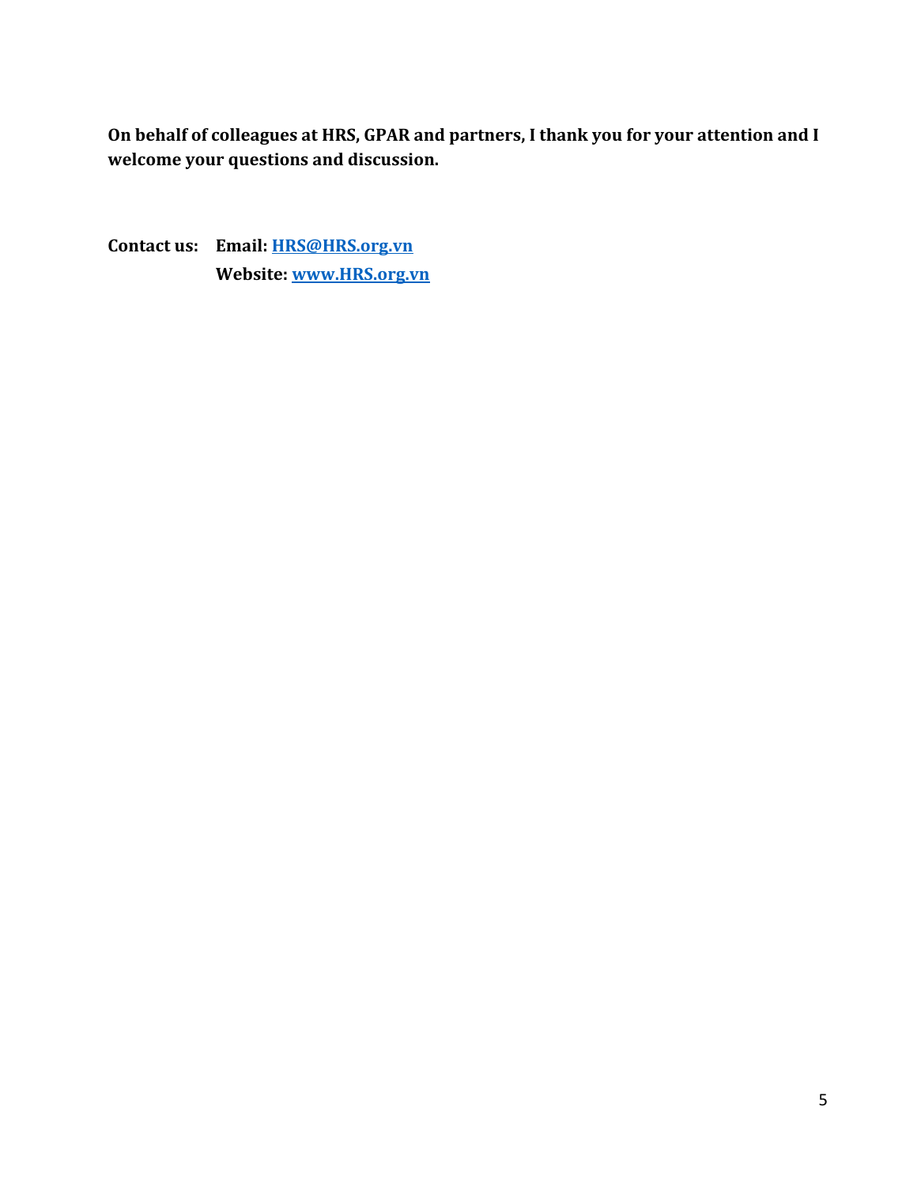**On behalf of colleagues at HRS, GPAR and partners, I thank you for your attention and I welcome your questions and discussion.**

**Contact us:** **Email: [HRS@HRS.org.vn](mailto:HRS@HRS.org.vn)**
**Website: [www.HRS.org.vn](http://www.HRS.org.vn)**